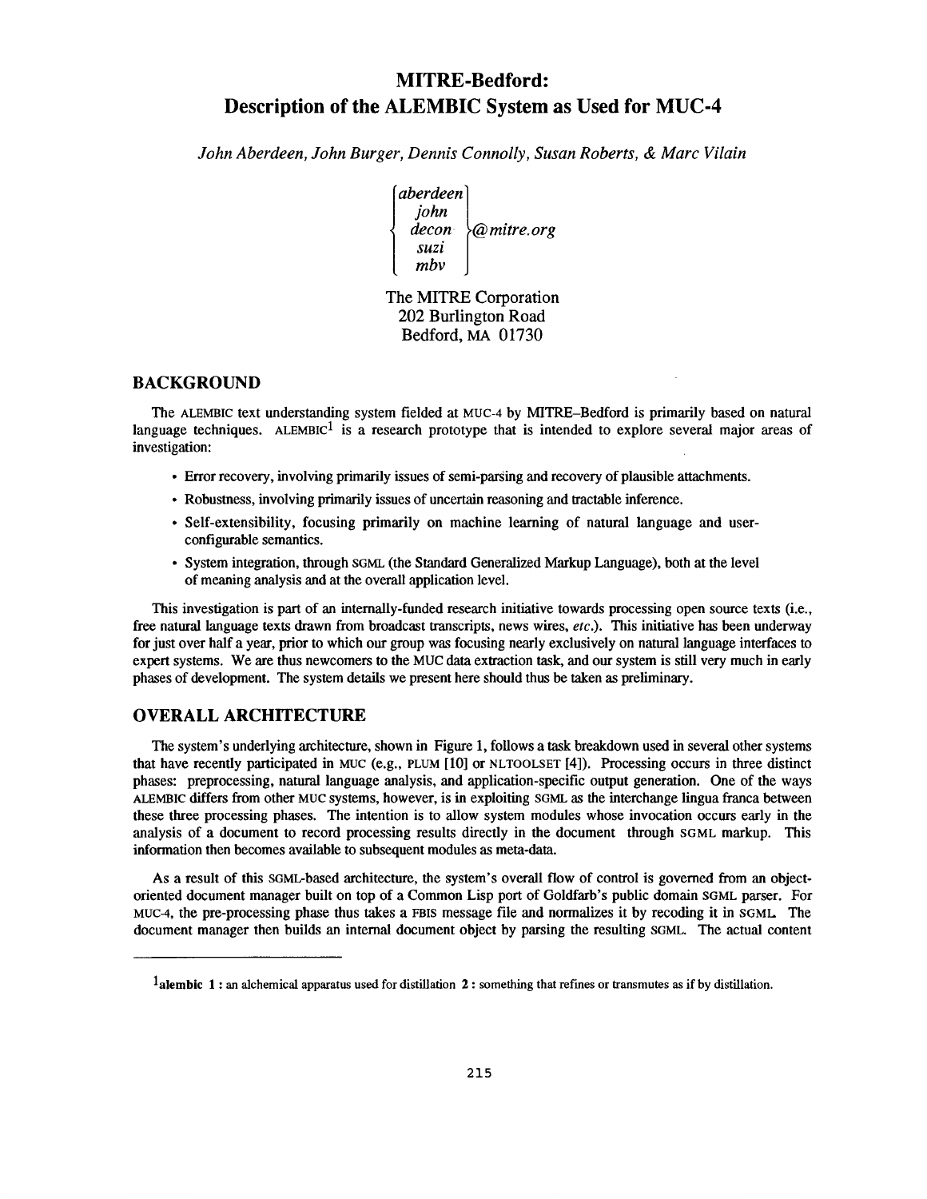# MITRE-Bedford: Description of the ALEMBIC System as Used for MUC-4

*John Aberdeen, John Burger, Dennis Connolly, Susan Roberts, & Marc Vilain*

{*aberdeen*, *john*, *decon*, *suzi*, *mbv*}*@mitre.org*

The MITRE Corporation
202 Burlington Road
Bedford, MA 01730

## BACKGROUND

The ALEMBIC text understanding system fielded at MUC-4 by MITRE–Bedford is primarily based on natural language techniques. ALEMBIC[1] is a research prototype that is intended to explore several major areas of investigation:

- Error recovery, involving primarily issues of semi-parsing and recovery of plausible attachments.
- Robustness, involving primarily issues of uncertain reasoning and tractable inference.
- Self-extensibility, focusing primarily on machine learning of natural language and user-configurable semantics.
- System integration, through SGML (the Standard Generalized Markup Language), both at the level of meaning analysis and at the overall application level.

This investigation is part of an internally-funded research initiative towards processing open source texts (i.e., free natural language texts drawn from broadcast transcripts, news wires, *etc*.). This initiative has been underway for just over half a year, prior to which our group was focusing nearly exclusively on natural language interfaces to expert systems. We are thus newcomers to the MUC data extraction task, and our system is still very much in early phases of development. The system details we present here should thus be taken as preliminary.

## OVERALL ARCHITECTURE

The system's underlying architecture, shown in Figure 1, follows a task breakdown used in several other systems that have recently participated in MUC (e.g., PLUM [10] or NLTOOLSET [4]). Processing occurs in three distinct phases: preprocessing, natural language analysis, and application-specific output generation. One of the ways ALEMBIC differs from other MUC systems, however, is in exploiting SGML as the interchange lingua franca between these three processing phases. The intention is to allow system modules whose invocation occurs early in the analysis of a document to record processing results directly in the document through SGML markup. This information then becomes available to subsequent modules as meta-data.

As a result of this SGML-based architecture, the system's overall flow of control is governed from an object-oriented document manager built on top of a Common Lisp port of Goldfarb's public domain SGML parser. For MUC-4, the pre-processing phase thus takes a FBIS message file and normalizes it by recoding it in SGML. The document manager then builds an internal document object by parsing the resulting SGML. The actual content

[1] **alembic 1** : an alchemical apparatus used for distillation **2** : something that refines or transmutes as if by distillation.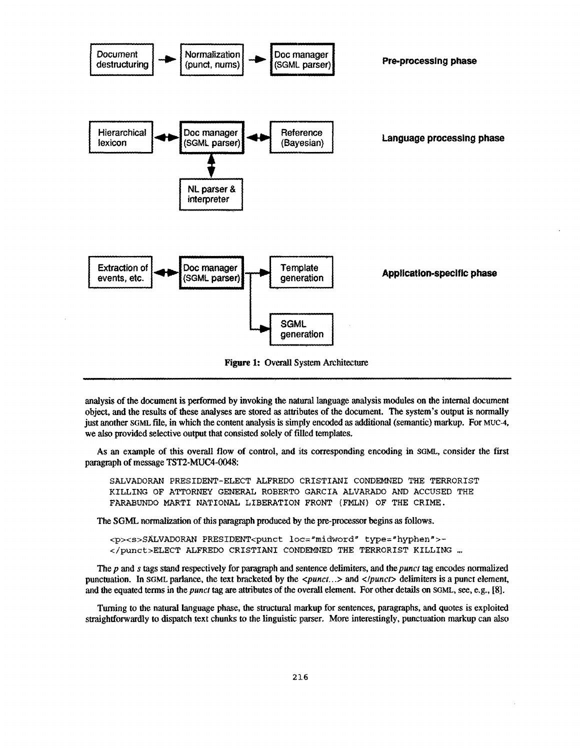Document destructuring → Normalization (punct, nums) → Doc manager (SGML parser) — **Pre-processing phase**

Hierarchical lexicon ↔ Doc manager (SGML parser) ↔ Reference (Bayesian); Doc manager (SGML parser) ↔ NL parser & interpreter — **Language processing phase**

Extraction of events, etc. ↔ Doc manager (SGML parser) → Template generation; → SGML generation — **Application-specific phase**

**Figure 1:** Overall System Architecture

---

analysis of the document is performed by invoking the natural language analysis modules on the internal document object, and the results of these analyses are stored as attributes of the document. The system's output is normally just another SGML file, in which the content analysis is simply encoded as additional (semantic) markup. For MUC-4, we also provided selective output that consisted solely of filled templates.

As an example of this overall flow of control, and its corresponding encoding in SGML, consider the first paragraph of message TST2-MUC4-0048:

```
SALVADORAN PRESIDENT-ELECT ALFREDO CRISTIANI CONDEMNED THE TERRORIST
KILLING OF ATTORNEY GENERAL ROBERTO GARCIA ALVARADO AND ACCUSED THE
FARABUNDO MARTI NATIONAL LIBERATION FRONT (FMLN) OF THE CRIME.
```

The SGML normalization of this paragraph produced by the pre-processor begins as follows.

```
<p><s>SALVADORAN PRESIDENT<punct loc="midword" type="hyphen">-
</punct>ELECT ALFREDO CRISTIANI CONDEMNED THE TERRORIST KILLING ...
```

The *p* and *s* tags stand respectively for paragraph and sentence delimiters, and the *punct* tag encodes normalized punctuation. In SGML parlance, the text bracketed by the *<punct...>* and *</punct>* delimiters is a punct element, and the equated terms in the *punct* tag are attributes of the overall element. For other details on SGML, see, e.g., [8].

Turning to the natural language phase, the structural markup for sentences, paragraphs, and quotes is exploited straightforwardly to dispatch text chunks to the linguistic parser. More interestingly, punctuation markup can also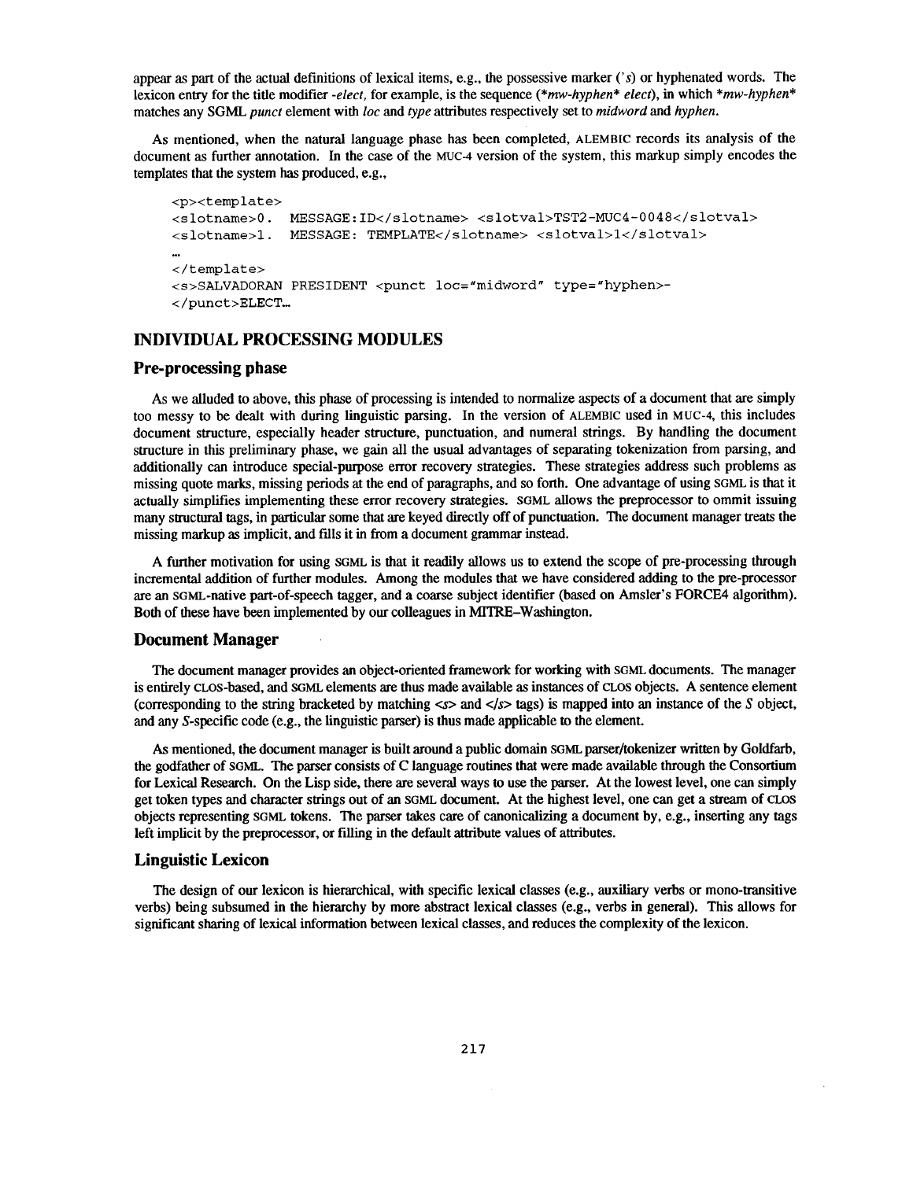appear as part of the actual definitions of lexical items, e.g., the possessive marker (*'s*) or hyphenated words. The lexicon entry for the title modifier *-elect*, for example, is the sequence (*\*mw-hyphen\* elect*), in which *\*mw-hyphen\** matches any SGML *punct* element with *loc* and *type* attributes respectively set to *midword* and *hyphen*.

As mentioned, when the natural language phase has been completed, ALEMBIC records its analysis of the document as further annotation. In the case of the MUC-4 version of the system, this markup simply encodes the templates that the system has produced, e.g.,

```
<p><template>
<slotname>0.  MESSAGE:ID</slotname> <slotval>TST2-MUC4-0048</slotval>
<slotname>1.  MESSAGE: TEMPLATE</slotname> <slotval>1</slotval>
...
</template>
<s>SALVADORAN PRESIDENT <punct loc="midword" type="hyphen">-
</punct>ELECT...
```

## INDIVIDUAL PROCESSING MODULES

### Pre-processing phase

As we alluded to above, this phase of processing is intended to normalize aspects of a document that are simply too messy to be dealt with during linguistic parsing. In the version of ALEMBIC used in MUC-4, this includes document structure, especially header structure, punctuation, and numeral strings. By handling the document structure in this preliminary phase, we gain all the usual advantages of separating tokenization from parsing, and additionally can introduce special-purpose error recovery strategies. These strategies address such problems as missing quote marks, missing periods at the end of paragraphs, and so forth. One advantage of using SGML is that it actually simplifies implementing these error recovery strategies. SGML allows the preprocessor to ommit issuing many structural tags, in particular some that are keyed directly off of punctuation. The document manager treats the missing markup as implicit, and fills it in from a document grammar instead.

A further motivation for using SGML is that it readily allows us to extend the scope of pre-processing through incremental addition of further modules. Among the modules that we have considered adding to the pre-processor are an SGML-native part-of-speech tagger, and a coarse subject identifier (based on Amsler's FORCE4 algorithm). Both of these have been implemented by our colleagues in MITRE–Washington.

### Document Manager

The document manager provides an object-oriented framework for working with SGML documents. The manager is entirely CLOS-based, and SGML elements are thus made available as instances of CLOS objects. A sentence element (corresponding to the string bracketed by matching *<s>* and *</s>* tags) is mapped into an instance of the *S* object, and any *S*-specific code (e.g., the linguistic parser) is thus made applicable to the element.

As mentioned, the document manager is built around a public domain SGML parser/tokenizer written by Goldfarb, the godfather of SGML. The parser consists of C language routines that were made available through the Consortium for Lexical Research. On the Lisp side, there are several ways to use the parser. At the lowest level, one can simply get token types and character strings out of an SGML document. At the highest level, one can get a stream of CLOS objects representing SGML tokens. The parser takes care of canonicalizing a document by, e.g., inserting any tags left implicit by the preprocessor, or filling in the default attribute values of attributes.

### Linguistic Lexicon

The design of our lexicon is hierarchical, with specific lexical classes (e.g., auxiliary verbs or mono-transitive verbs) being subsumed in the hierarchy by more abstract lexical classes (e.g., verbs in general). This allows for significant sharing of lexical information between lexical classes, and reduces the complexity of the lexicon.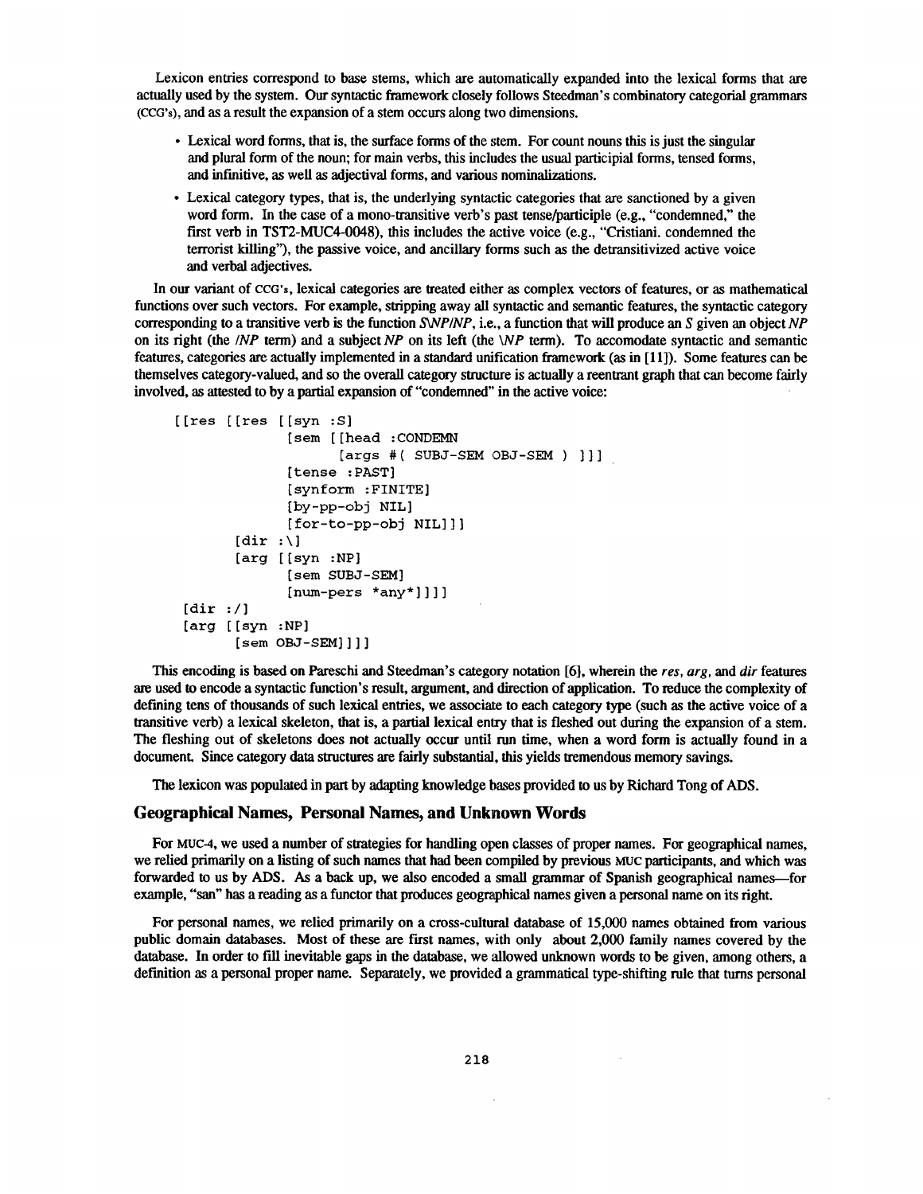Lexicon entries correspond to base stems, which are automatically expanded into the lexical forms that are actually used by the system. Our syntactic framework closely follows Steedman's combinatory categorial grammars (CCG's), and as a result the expansion of a stem occurs along two dimensions.

- Lexical word forms, that is, the surface forms of the stem. For count nouns this is just the singular and plural form of the noun; for main verbs, this includes the usual participial forms, tensed forms, and infinitive, as well as adjectival forms, and various nominalizations.
- Lexical category types, that is, the underlying syntactic categories that are sanctioned by a given word form. In the case of a mono-transitive verb's past tense/participle (e.g., "condemned," the first verb in TST2-MUC4-0048), this includes the active voice (e.g., "Cristiani. condemned the terrorist killing"), the passive voice, and ancillary forms such as the detransitivized active voice and verbal adjectives.

In our variant of CCG's, lexical categories are treated either as complex vectors of features, or as mathematical functions over such vectors. For example, stripping away all syntactic and semantic features, the syntactic category corresponding to a transitive verb is the function *S\NP/NP*, i.e., a function that will produce an *S* given an object *NP* on its right (the */NP* term) and a subject *NP* on its left (the *\NP* term). To accomodate syntactic and semantic features, categories are actually implemented in a standard unification framework (as in [11]). Some features can be themselves category-valued, and so the overall category structure is actually a reentrant graph that can become fairly involved, as attested to by a partial expansion of "condemned" in the active voice:

```
[[res [[res [[syn :S]
             [sem [[head :CONDEMN
                   [args #( SUBJ-SEM OBJ-SEM ) ]]]
             [tense :PAST]
             [synform :FINITE]
             [by-pp-obj NIL]
             [for-to-pp-obj NIL]]]
       [dir :\]
       [arg [[syn :NP]
             [sem SUBJ-SEM]
             [num-pers *any*]]]]
 [dir :/]
 [arg [[syn :NP]
       [sem OBJ-SEM]]]]
```

This encoding is based on Pareschi and Steedman's category notation [6], wherein the *res*, *arg*, and *dir* features are used to encode a syntactic function's result, argument, and direction of application. To reduce the complexity of defining tens of thousands of such lexical entries, we associate to each category type (such as the active voice of a transitive verb) a lexical skeleton, that is, a partial lexical entry that is fleshed out during the expansion of a stem. The fleshing out of skeletons does not actually occur until run time, when a word form is actually found in a document. Since category data structures are fairly substantial, this yields tremendous memory savings.

The lexicon was populated in part by adapting knowledge bases provided to us by Richard Tong of ADS.

## Geographical Names, Personal Names, and Unknown Words

For MUC-4, we used a number of strategies for handling open classes of proper names. For geographical names, we relied primarily on a listing of such names that had been compiled by previous MUC participants, and which was forwarded to us by ADS. As a back up, we also encoded a small grammar of Spanish geographical names—for example, "san" has a reading as a functor that produces geographical names given a personal name on its right.

For personal names, we relied primarily on a cross-cultural database of 15,000 names obtained from various public domain databases. Most of these are first names, with only about 2,000 family names covered by the database. In order to fill inevitable gaps in the database, we allowed unknown words to be given, among others, a definition as a personal proper name. Separately, we provided a grammatical type-shifting rule that turns personal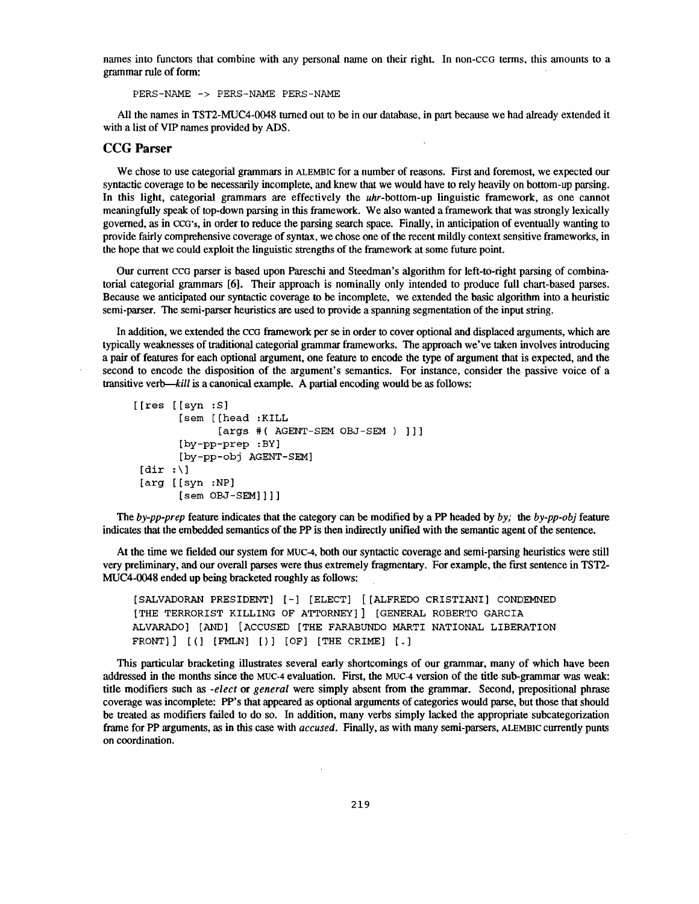names into functors that combine with any personal name on their right. In non-CCG terms, this amounts to a grammar rule of form:

```
PERS-NAME -> PERS-NAME PERS-NAME
```

All the names in TST2-MUC4-0048 turned out to be in our database, in part because we had already extended it with a list of VIP names provided by ADS.

## CCG Parser

We chose to use categorial grammars in ALEMBIC for a number of reasons. First and foremost, we expected our syntactic coverage to be necessarily incomplete, and knew that we would have to rely heavily on bottom-up parsing. In this light, categorial grammars are effectively the *uhr*-bottom-up linguistic framework, as one cannot meaningfully speak of top-down parsing in this framework. We also wanted a framework that was strongly lexically governed, as in CCG's, in order to reduce the parsing search space. Finally, in anticipation of eventually wanting to provide fairly comprehensive coverage of syntax, we chose one of the recent mildly context sensitive frameworks, in the hope that we could exploit the linguistic strengths of the framework at some future point.

Our current CCG parser is based upon Pareschi and Steedman's algorithm for left-to-right parsing of combinatorial categorial grammars [6]. Their approach is nominally only intended to produce full chart-based parses. Because we anticipated our syntactic coverage to be incomplete, we extended the basic algorithm into a heuristic semi-parser. The semi-parser heuristics are used to provide a spanning segmentation of the input string.

In addition, we extended the CCG framework per se in order to cover optional and displaced arguments, which are typically weaknesses of traditional categorial grammar frameworks. The approach we've taken involves introducing a pair of features for each optional argument, one feature to encode the type of argument that is expected, and the second to encode the disposition of the argument's semantics. For instance, consider the passive voice of a transitive verb—*kill* is a canonical example. A partial encoding would be as follows:

```
[[res [[syn :S]
       [sem [[head :KILL
             [args #( AGENT-SEM OBJ-SEM ) ]]]
       [by-pp-prep :BY]
       [by-pp-obj AGENT-SEM]
 [dir :\]
 [arg [[syn :NP]
       [sem OBJ-SEM]]]]
```

The *by-pp-prep* feature indicates that the category can be modified by a PP headed by *by;* the *by-pp-obj* feature indicates that the embedded semantics of the PP is then indirectly unified with the semantic agent of the sentence.

At the time we fielded our system for MUC-4, both our syntactic coverage and semi-parsing heuristics were still very preliminary, and our overall parses were thus extremely fragmentary. For example, the first sentence in TST2-MUC4-0048 ended up being bracketed roughly as follows:

```
[SALVADORAN PRESIDENT] [-] [ELECT] [[ALFREDO CRISTIANI] CONDEMNED
[THE TERRORIST KILLING OF ATTORNEY]] [GENERAL ROBERTO GARCIA
ALVARADO] [AND] [ACCUSED [THE FARABUNDO MARTI NATIONAL LIBERATION
FRONT]] [(] [FMLN] [)] [OF] [THE CRIME] [.]
```

This particular bracketing illustrates several early shortcomings of our grammar, many of which have been addressed in the months since the MUC-4 evaluation. First, the MUC-4 version of the title sub-grammar was weak: title modifiers such as *-elect* or *general* were simply absent from the grammar. Second, prepositional phrase coverage was incomplete: PP's that appeared as optional arguments of categories would parse, but those that should be treated as modifiers failed to do so. In addition, many verbs simply lacked the appropriate subcategorization frame for PP arguments, as in this case with *accused*. Finally, as with many semi-parsers, ALEMBIC currently punts on coordination.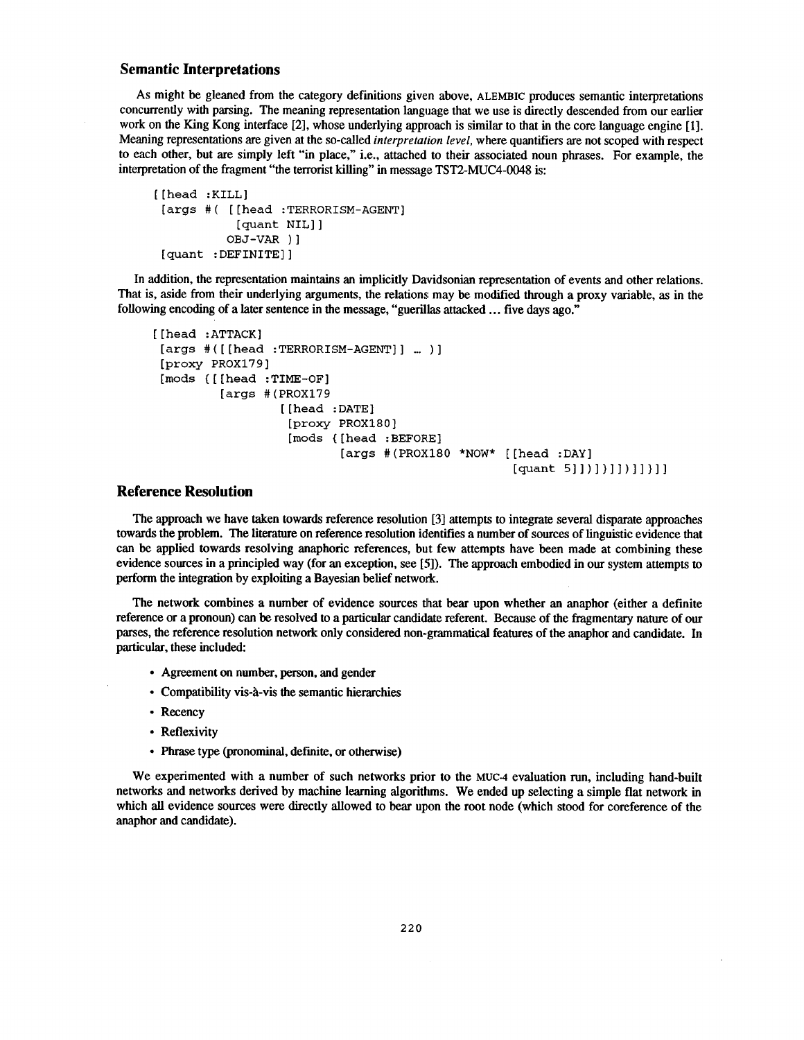## Semantic Interpretations

As might be gleaned from the category definitions given above, ALEMBIC produces semantic interpretations concurrently with parsing. The meaning representation language that we use is directly descended from our earlier work on the King Kong interface [2], whose underlying approach is similar to that in the core language engine [1]. Meaning representations are given at the so-called *interpretation level,* where quantifiers are not scoped with respect to each other, but are simply left "in place," i.e., attached to their associated noun phrases. For example, the interpretation of the fragment "the terrorist killing" in message TST2-MUC4-0048 is:

```
[[head :KILL]
 [args #( [[head :TERRORISM-AGENT]
           [quant NIL]]
          OBJ-VAR )]
 [quant :DEFINITE]]
```

In addition, the representation maintains an implicitly Davidsonian representation of events and other relations. That is, aside from their underlying arguments, the relations may be modified through a proxy variable, as in the following encoding of a later sentence in the message, "guerillas attacked ... five days ago."

```
[[head :ATTACK]
 [args #([[head :TERRORISM-AGENT]] ... )]
 [proxy PROX179]
 [mods {[[head :TIME-OF]
         [args #(PROX179
                 [[head :DATE]
                  [proxy PROX180]
                  [mods {[head :BEFORE]
                         [args #(PROX180 *NOW* [[head :DAY]
                                                [quant 5]])]}]])]]}]]
```

## Reference Resolution

The approach we have taken towards reference resolution [3] attempts to integrate several disparate approaches towards the problem. The literature on reference resolution identifies a number of sources of linguistic evidence that can be applied towards resolving anaphoric references, but few attempts have been made at combining these evidence sources in a principled way (for an exception, see [5]). The approach embodied in our system attempts to perform the integration by exploiting a Bayesian belief network.

The network combines a number of evidence sources that bear upon whether an anaphor (either a definite reference or a pronoun) can be resolved to a particular candidate referent. Because of the fragmentary nature of our parses, the reference resolution network only considered non-grammatical features of the anaphor and candidate. In particular, these included:

- Agreement on number, person, and gender
- Compatibility vis-à-vis the semantic hierarchies
- Recency
- Reflexivity
- Phrase type (pronominal, definite, or otherwise)

We experimented with a number of such networks prior to the MUC-4 evaluation run, including hand-built networks and networks derived by machine learning algorithms. We ended up selecting a simple flat network in which all evidence sources were directly allowed to bear upon the root node (which stood for coreference of the anaphor and candidate).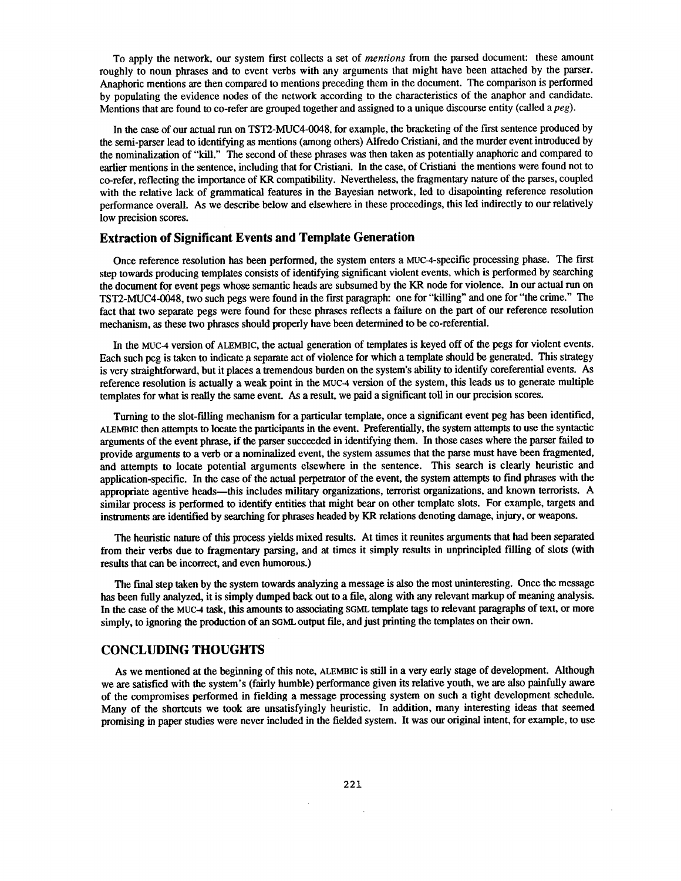To apply the network, our system first collects a set of *mentions* from the parsed document: these amount roughly to noun phrases and to event verbs with any arguments that might have been attached by the parser. Anaphoric mentions are then compared to mentions preceding them in the document. The comparison is performed by populating the evidence nodes of the network according to the characteristics of the anaphor and candidate. Mentions that are found to co-refer are grouped together and assigned to a unique discourse entity (called a *peg*).

In the case of our actual run on TST2-MUC4-0048, for example, the bracketing of the first sentence produced by the semi-parser lead to identifying as mentions (among others) Alfredo Cristiani, and the murder event introduced by the nominalization of "kill." The second of these phrases was then taken as potentially anaphoric and compared to earlier mentions in the sentence, including that for Cristiani. In the case, of Cristiani the mentions were found not to co-refer, reflecting the importance of KR compatibility. Nevertheless, the fragmentary nature of the parses, coupled with the relative lack of grammatical features in the Bayesian network, led to disapointing reference resolution performance overall. As we describe below and elsewhere in these proceedings, this led indirectly to our relatively low precision scores.

### Extraction of Significant Events and Template Generation

Once reference resolution has been performed, the system enters a MUC-4-specific processing phase. The first step towards producing templates consists of identifying significant violent events, which is performed by searching the document for event pegs whose semantic heads are subsumed by the KR node for violence. In our actual run on TST2-MUC4-0048, two such pegs were found in the first paragraph: one for "killing" and one for "the crime." The fact that two separate pegs were found for these phrases reflects a failure on the part of our reference resolution mechanism, as these two phrases should properly have been determined to be co-referential.

In the MUC-4 version of ALEMBIC, the actual generation of templates is keyed off of the pegs for violent events. Each such peg is taken to indicate a separate act of violence for which a template should be generated. This strategy is very straightforward, but it places a tremendous burden on the system's ability to identify coreferential events. As reference resolution is actually a weak point in the MUC-4 version of the system, this leads us to generate multiple templates for what is really the same event. As a result, we paid a significant toll in our precision scores.

Turning to the slot-filling mechanism for a particular template, once a significant event peg has been identified, ALEMBIC then attempts to locate the participants in the event. Preferentially, the system attempts to use the syntactic arguments of the event phrase, if the parser succeeded in identifying them. In those cases where the parser failed to provide arguments to a verb or a nominalized event, the system assumes that the parse must have been fragmented, and attempts to locate potential arguments elsewhere in the sentence. This search is clearly heuristic and application-specific. In the case of the actual perpetrator of the event, the system attempts to find phrases with the appropriate agentive heads—this includes military organizations, terrorist organizations, and known terrorists. A similar process is performed to identify entities that might bear on other template slots. For example, targets and instruments are identified by searching for phrases headed by KR relations denoting damage, injury, or weapons.

The heuristic nature of this process yields mixed results. At times it reunites arguments that had been separated from their verbs due to fragmentary parsing, and at times it simply results in unprincipled filling of slots (with results that can be incorrect, and even humorous.)

The final step taken by the system towards analyzing a message is also the most uninteresting. Once the message has been fully analyzed, it is simply dumped back out to a file, along with any relevant markup of meaning analysis. In the case of the MUC-4 task, this amounts to associating SGML template tags to relevant paragraphs of text, or more simply, to ignoring the production of an SGML output file, and just printing the templates on their own.

## CONCLUDING THOUGHTS

As we mentioned at the beginning of this note, ALEMBIC is still in a very early stage of development. Although we are satisfied with the system's (fairly humble) performance given its relative youth, we are also painfully aware of the compromises performed in fielding a message processing system on such a tight development schedule. Many of the shortcuts we took are unsatisfyingly heuristic. In addition, many interesting ideas that seemed promising in paper studies were never included in the fielded system. It was our original intent, for example, to use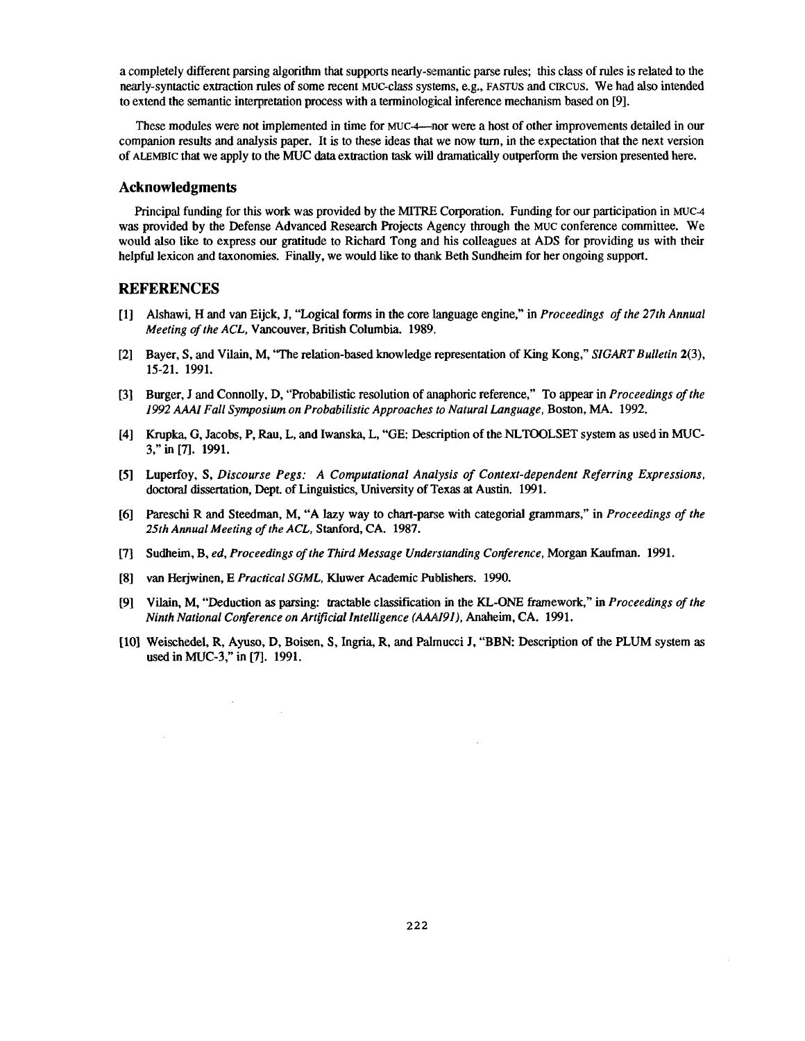a completely different parsing algorithm that supports nearly-semantic parse rules; this class of rules is related to the nearly-syntactic extraction rules of some recent MUC-class systems, e.g., FASTUS and CIRCUS. We had also intended to extend the semantic interpretation process with a terminological inference mechanism based on [9].

These modules were not implemented in time for MUC-4—nor were a host of other improvements detailed in our companion results and analysis paper. It is to these ideas that we now turn, in the expectation that the next version of ALEMBIC that we apply to the MUC data extraction task will dramatically outperform the version presented here.

## Acknowledgments

Principal funding for this work was provided by the MITRE Corporation. Funding for our participation in MUC-4 was provided by the Defense Advanced Research Projects Agency through the MUC conference committee. We would also like to express our gratitude to Richard Tong and his colleagues at ADS for providing us with their helpful lexicon and taxonomies. Finally, we would like to thank Beth Sundheim for her ongoing support.

## REFERENCES

[1] Alshawi, H and van Eijck, J, "Logical forms in the core language engine," in *Proceedings of the 27th Annual Meeting of the ACL*, Vancouver, British Columbia. 1989.

[2] Bayer, S, and Vilain, M, "The relation-based knowledge representation of King Kong," *SIGART Bulletin* **2**(3), 15-21. 1991.

[3] Burger, J and Connolly, D, "Probabilistic resolution of anaphoric reference," To appear in *Proceedings of the 1992 AAAI Fall Symposium on Probabilistic Approaches to Natural Language*, Boston, MA. 1992.

[4] Krupka, G, Jacobs, P, Rau, L, and Iwanska, L, "GE: Description of the NLTOOLSET system as used in MUC-3," in [7]. 1991.

[5] Luperfoy, S, *Discourse Pegs: A Computational Analysis of Context-dependent Referring Expressions*, doctoral dissertation, Dept. of Linguistics, University of Texas at Austin. 1991.

[6] Pareschi R and Steedman, M, "A lazy way to chart-parse with categorial grammars," in *Proceedings of the 25th Annual Meeting of the ACL*, Stanford, CA. 1987.

[7] Sudheim, B, *ed*, *Proceedings of the Third Message Understanding Conference*, Morgan Kaufman. 1991.

[8] van Herjwinen, E *Practical SGML*, Kluwer Academic Publishers. 1990.

[9] Vilain, M, "Deduction as parsing: tractable classification in the KL-ONE framework," in *Proceedings of the Ninth National Conference on Artificial Intelligence (AAAI91)*, Anaheim, CA. 1991.

[10] Weischedel, R, Ayuso, D, Boisen, S, Ingria, R, and Palmucci J, "BBN: Description of the PLUM system as used in MUC-3," in [7]. 1991.